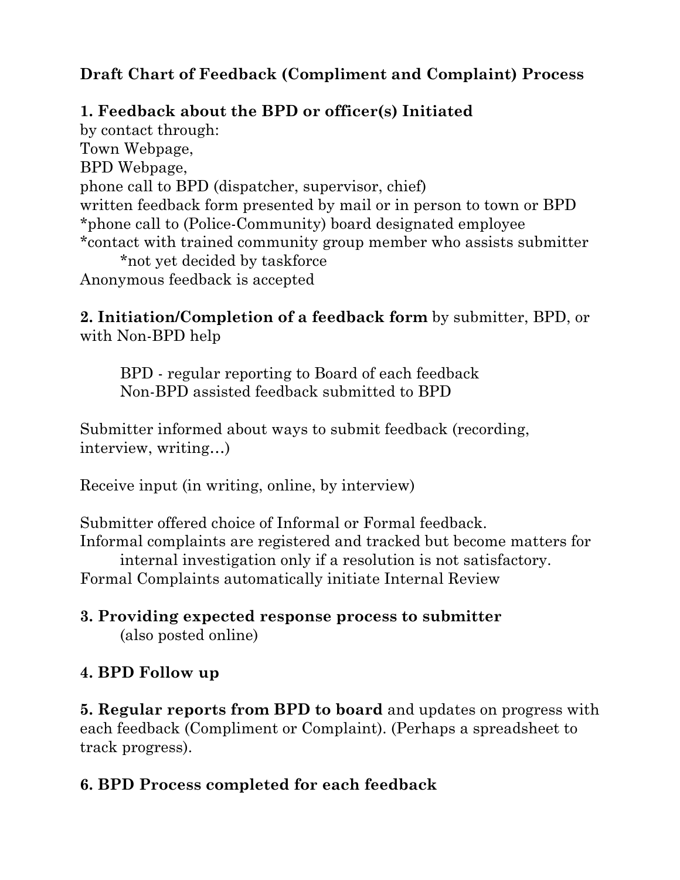**Draft Chart of Feedback (Compliment and Complaint) Process**

**1. Feedback about the BPD or officer(s) Initiated**
by contact through:
Town Webpage,
BPD Webpage,
phone call to BPD (dispatcher, supervisor, chief)
written feedback form presented by mail or in person to town or BPD
*phone call to (Police-Community) board designated employee
*contact with trained community group member who assists submitter
&nbsp;&nbsp;&nbsp;&nbsp;&nbsp;&nbsp;&nbsp;&nbsp;*not yet decided by taskforce
Anonymous feedback is accepted

**2. Initiation/Completion of a feedback form** by submitter, BPD, or with Non-BPD help

&nbsp;&nbsp;&nbsp;&nbsp;&nbsp;&nbsp;&nbsp;&nbsp;BPD - regular reporting to Board of each feedback
&nbsp;&nbsp;&nbsp;&nbsp;&nbsp;&nbsp;&nbsp;&nbsp;Non-BPD assisted feedback submitted to BPD

Submitter informed about ways to submit feedback (recording, interview, writing…)

Receive input (in writing, online, by interview)

Submitter offered choice of Informal or Formal feedback.
Informal complaints are registered and tracked but become matters for internal investigation only if a resolution is not satisfactory.
Formal Complaints automatically initiate Internal Review

**3. Providing expected response process to submitter**
&nbsp;&nbsp;&nbsp;&nbsp;&nbsp;&nbsp;&nbsp;&nbsp;(also posted online)

**4. BPD Follow up**

**5. Regular reports from BPD to board** and updates on progress with each feedback (Compliment or Complaint). (Perhaps a spreadsheet to track progress).

**6. BPD Process completed for each feedback**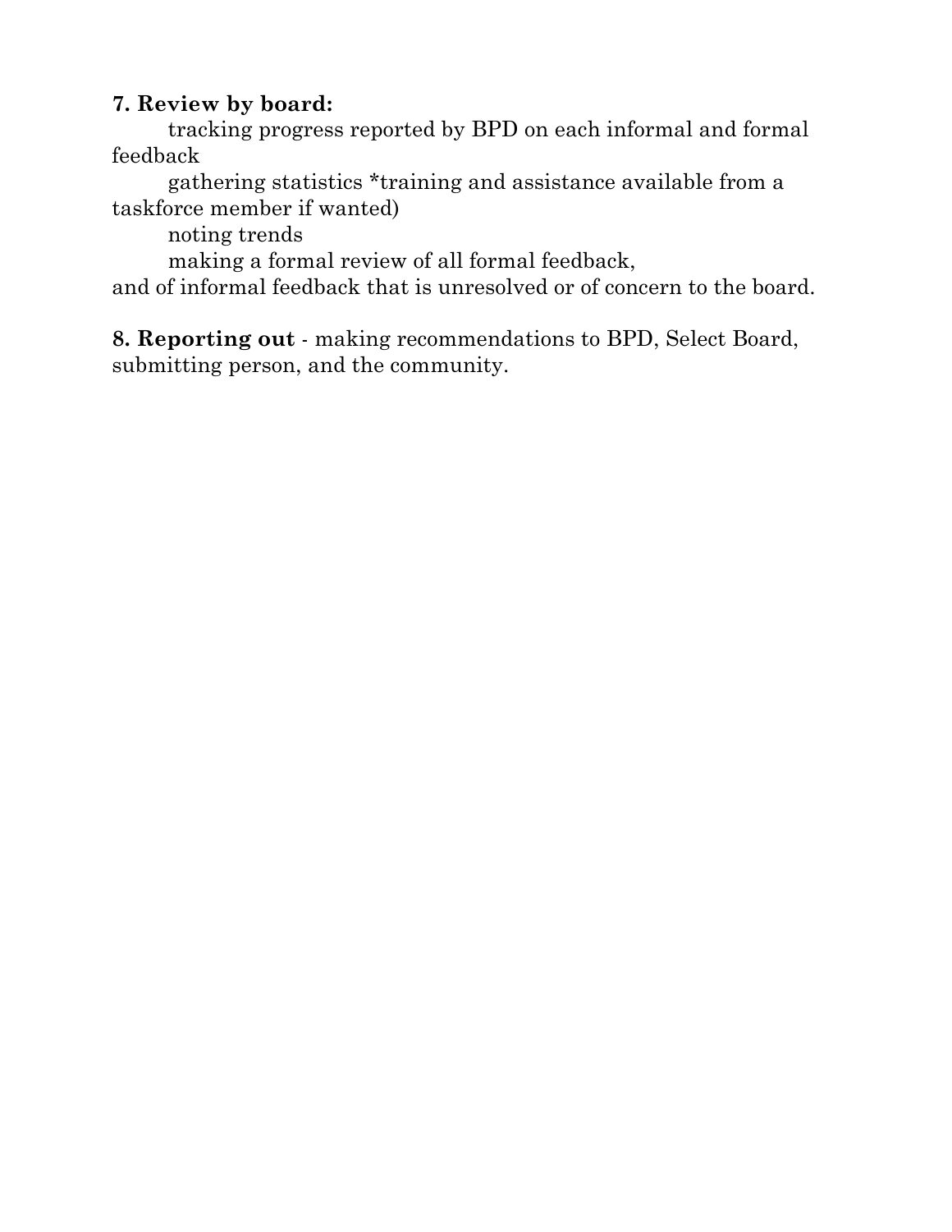**7. Review by board:**

tracking progress reported by BPD on each informal and formal feedback

gathering statistics *training and assistance available from a taskforce member if wanted)

noting trends

making a formal review of all formal feedback, and of informal feedback that is unresolved or of concern to the board.

**8. Reporting out** - making recommendations to BPD, Select Board, submitting person, and the community.